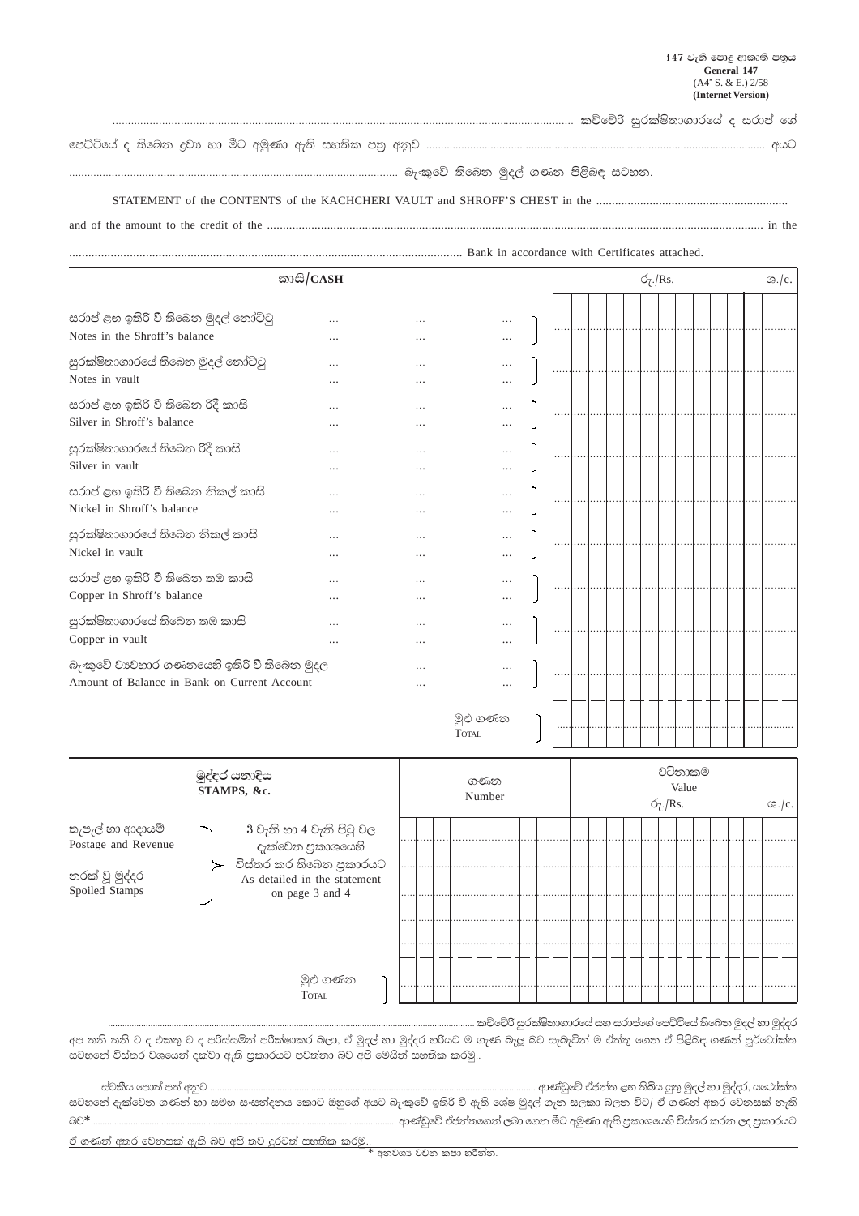147 වැනි පොදු ආකෘති පත්‍රය
**General 147**
(A4* S. & E.) 2/58
**(Internet Version)**

.................................................................................................................................... කච්චේරි සුරක්ෂිතාගාරයේ ද සරාප් ගේ පෙට්ටියේ ද තිබෙන ද්‍රව්‍ය හා මීට අමුණා ඇති සහතික පත්‍ර අනුව ............................................................................................................ අයට ............................................................................................ බැංකුවේ තිබෙන මුදල් ගණන පිළිබඳ සටහන.

STATEMENT of the CONTENTS of the KACHCHERI VAULT and SHROFF'S CHEST in the ............................................................ and of the amount to the credit of the ............................................................................................................................................. in the ............................................................................................................ Bank in accordance with Certificates attached.

| කාසි/**CASH** | රු./Rs. | ශ./c. |
|---|---|---|
| සරාප් ළඟ ඉතිරි වී තිබෙන මුදල් නෝට්ටු / Notes in the Shroff's balance ... ... ... | | |
| සුරක්ෂිතාගාරයේ තිබෙන මුදල් නෝට්ටු / Notes in vault ... ... ... | | |
| සරාප් ළඟ ඉතිරි වී තිබෙන රිදී කාසි / Silver in Shroff's balance ... ... ... | | |
| සුරක්ෂිතාගාරයේ තිබෙන රිදී කාසි / Silver in vault ... ... ... | | |
| සරාප් ළඟ ඉතිරි වී තිබෙන නිකල් කාසි / Nickel in Shroff's balance ... ... ... | | |
| සුරක්ෂිතාගාරයේ තිබෙන නිකල් කාසි / Nickel in vault ... ... ... | | |
| සරාප් ළඟ ඉතිරි වී තිබෙන තඹ කාසි / Copper in Shroff's balance ... ... ... | | |
| සුරක්ෂිතාගාරයේ තිබෙන තඹ කාසි / Copper in vault ... ... ... | | |
| බැංකුවේ ව්‍යවහාර ගණනයෙහි ඉතිරි වී තිබෙන මුදල / Amount of Balance in Bank on Current Account ... ... | | |
| මුළු ගණන / TOTAL | | |

| මුද්දර යනාදිය **STAMPS, &c.** | | ගණන / Number | වටිනාකම / Value රු./Rs. | ශ./c. |
|---|---|---|---|---|
| තැපැල් හා ආදායම් / Postage and Revenue | 3 වැනි හා 4 වැනි පිටු වල දැක්වෙන ප්‍රකාශයෙහි විස්තර කර තිබෙන ප්‍රකාරයට / As detailed in the statement on page 3 and 4 | | | |
| නරක් වූ මුද්දර / Spoiled Stamps | | | | |
| | මුළු ගණන / TOTAL | | | |

........................................................................................................................................ කච්චේරි සුරක්ෂිතාගාරයේ සහ සරාප්ගේ පෙට්ටියේ තිබෙන මුදල් හා මුද්දර අප තනි තනි ව ද එකතු ව ද පරිස්සමින් පරීක්ෂාකර බලා, ඒ මුදල් හා මුද්දර හරියට ම ගැණ බැලූ බව සැබැවින් ම ඒත්තු ගෙන ඒ පිළිබඳ ගණන් පූර්වෝක්ත සටහනේ විස්තර වශයෙන් දක්වා ඇති ප්‍රකාරයට පවත්නා බව අපි මෙයින් සහතික කරමු.

ස්වකීය පොත් පත් අනුව ............................................................................................ ආණ්ඩුවේ ඒජන්ත ළඟ තිබිය යුතු මුදල් හා මුද්දර, යථෝක්ත සටහනේ දැක්වෙන ගණන් හා සමඟ සංසන්දනය කොට ඔහුගේ අයට බැංකුවේ ඉතිරි වී ඇති ශේෂ මුදල් ගැන සලකා බලන විට/ ඒ ගණන් අතර වෙනසක් නැති බව* ............................................................................................ ආණ්ඩුවේ ඒජන්තගෙන් ලබා ගෙන මීට අමුණා ඇති ප්‍රකාශයෙහි විස්තර කරන ලද ප්‍රකාරයට ඒ ගණන් අතර වෙනසක් ඇති බව අපි තව දුරටත් සහතික කරමු.

\* අනවශ්‍ය වචන කපා හරින්න.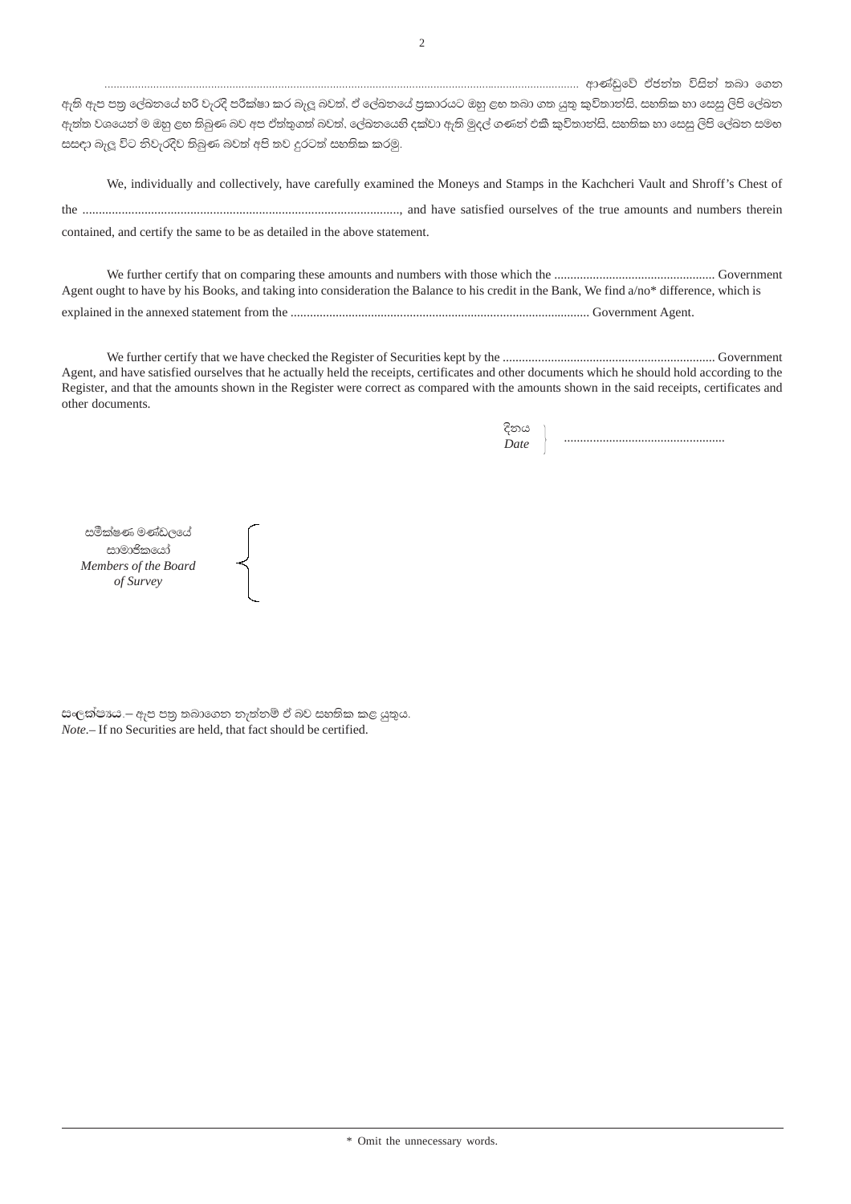........................................................................................................................................................... ආණ්ඩුවේ ඒජන්ත විසින් තබා ගෙන ඇති ඇප පත්‍ර ලේඛනයේ හරි වැරදි පරීක්ෂා කර බැලූ බවත්, ඒ ලේඛනයේ ප්‍රකාරයට ඔහු ළඟ තබා ගත යුතු කුවිතාන්සි, සහතික හා සෙසු ලිපි ලේඛන ඇත්ත වශයෙන් ම ඔහු ළඟ තිබුණ බව අප ඒත්තුගත් බවත්, ලේඛනයෙහි දක්වා ඇති මුදල් ගණන් එකී කුවිතාන්සි, සහතික හා සෙසු ලිපි ලේඛන සමඟ සසඳා බැලූ විට නිවැරදිව තිබුණ බවත් අපි තව දුරටත් සහතික කරමු.

We, individually and collectively, have carefully examined the Moneys and Stamps in the Kachcheri Vault and Shroff's Chest of the ................................................................................................., and have satisfied ourselves of the true amounts and numbers therein contained, and certify the same to be as detailed in the above statement.

We further certify that on comparing these amounts and numbers with those which the .................................................. Government Agent ought to have by his Books, and taking into consideration the Balance to his credit in the Bank, We find a/no* difference, which is explained in the annexed statement from the ............................................................................................ Government Agent.

We further certify that we have checked the Register of Securities kept by the .................................................................. Government Agent, and have satisfied ourselves that he actually held the receipts, certificates and other documents which he should hold according to the Register, and that the amounts shown in the Register were correct as compared with the amounts shown in the said receipts, certificates and other documents.

දිනය / *Date* } ..................................................

සමීක්ෂණ මණ්ඩලයේ සාමාජිකයෝ / *Members of the Board of Survey* {

**සංලක්ෂ්‍යය**.– ඇප පත්‍ර තබාගෙන නැත්නම් ඒ බව සහතික කළ යුතුය.

*Note*.– If no Securities are held, that fact should be certified.

\* Omit the unnecessary words.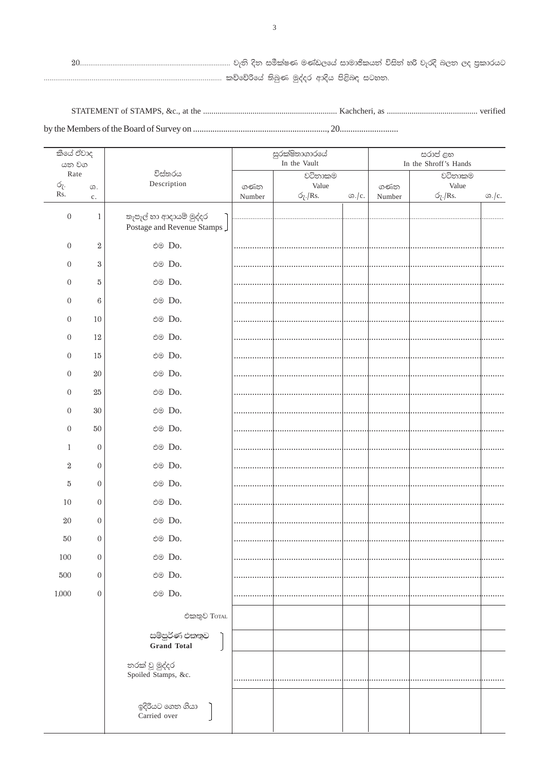20.................................................................................. වැනි දින සමීක්ෂණ මණ්ඩලයේ සාමාජිකයන් විසින් හරි වැරදි බලන ලද ප්‍රකාරයට ............................................................................................ කච්චේරියේ තිබුණ මුද්දර ආදිය පිළිබඳ සටහන.

STATEMENT of STAMPS, &c., at the ................................................................. Kachcheri, as ............................................ verified by the Members of the Board of Survey on ..............................................................., 20............................

| කීයේ ඒවාද යන වග Rate | | විස්තරය Description | සුරක්ෂිතාගාරයේ In the Vault | | | සරාප් ළඟ In the Shroff's Hands | | |
|---|---|---|---|---|---|---|---|---|
| රු. Rs. | ශ. c. | | ගණන Number | වටිනාකම Value රු./Rs. | ශ./c. | ගණන Number | වටිනාකම Value රු./Rs. | ශ./c. |
| 0 | 1 | තැපැල් හා ආදායම් මුද්දර Postage and Revenue Stamps | | | | | | |
| 0 | 2 | එම Do. | | | | | | |
| 0 | 3 | එම Do. | | | | | | |
| 0 | 5 | එම Do. | | | | | | |
| 0 | 6 | එම Do. | | | | | | |
| 0 | 10 | එම Do. | | | | | | |
| 0 | 12 | එම Do. | | | | | | |
| 0 | 15 | එම Do. | | | | | | |
| 0 | 20 | එම Do. | | | | | | |
| 0 | 25 | එම Do. | | | | | | |
| 0 | 30 | එම Do. | | | | | | |
| 0 | 50 | එම Do. | | | | | | |
| 1 | 0 | එම Do. | | | | | | |
| 2 | 0 | එම Do. | | | | | | |
| 5 | 0 | එම Do. | | | | | | |
| 10 | 0 | එම Do. | | | | | | |
| 20 | 0 | එම Do. | | | | | | |
| 50 | 0 | එම Do. | | | | | | |
| 100 | 0 | එම Do. | | | | | | |
| 500 | 0 | එම Do. | | | | | | |
| 1,000 | 0 | එම Do. | | | | | | |
| | | එකතුව Total | | | | | | |
| | | සම්පූර්ණ එකතුව **Grand Total** | | | | | | |
| | | නරක් වූ මුද්දර Spoiled Stamps, &c. | | | | | | |
| | | ඉදිරියට ගෙන ගියා Carried over | | | | | | |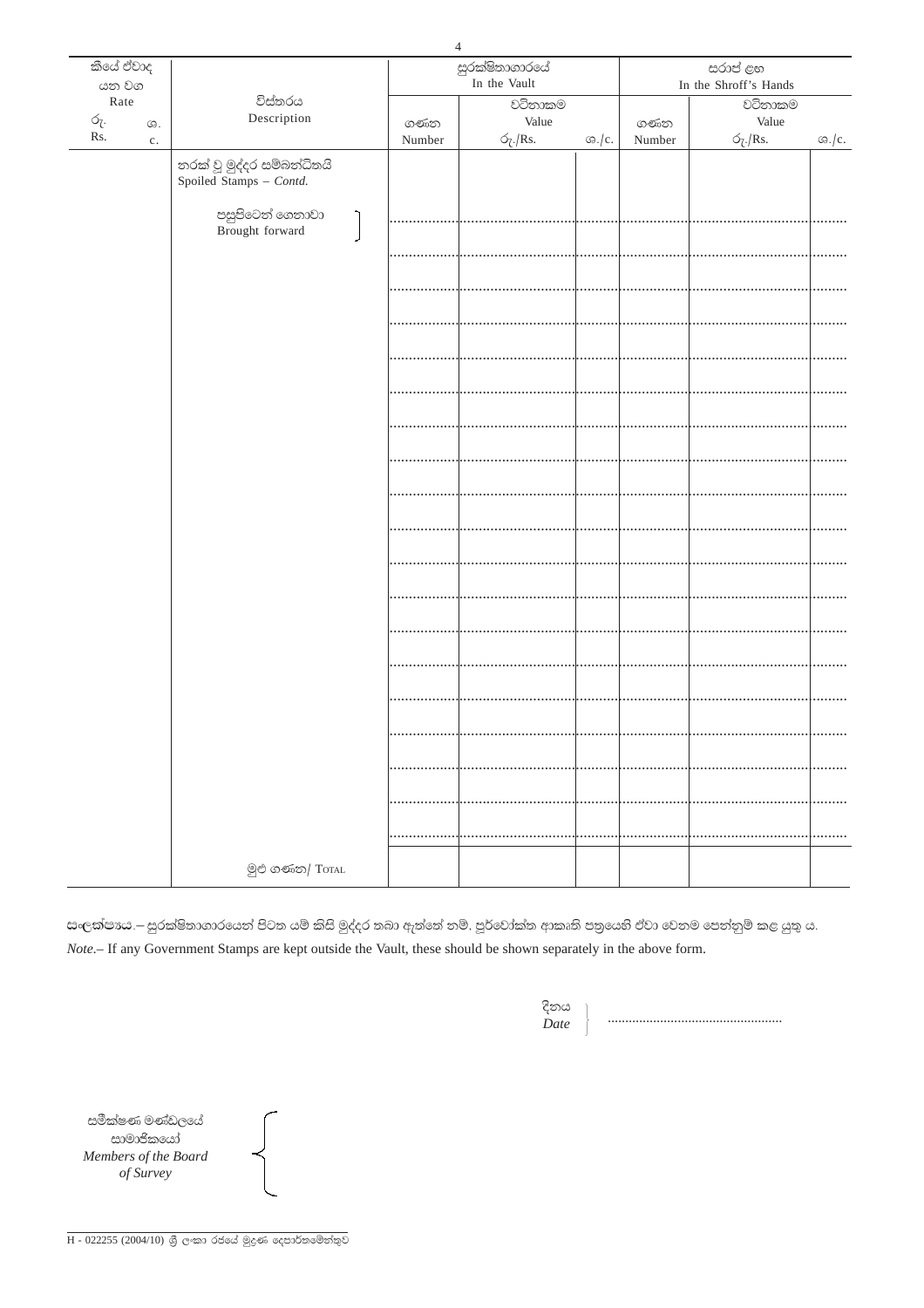| කීයේ ඒවාද යන වග Rate | | විස්තරය Description | සුරක්ෂිතාගාරයේ In the Vault | | | සරාප් ළඟ In the Shroff's Hands | | |
|---|---|---|---|---|---|---|---|---|
| රු. Rs. | ශ. c. | | ගණන Number | වටිනාකම Value රු./Rs. | ශ./c. | ගණන Number | වටිනාකම Value රු./Rs. | ශ./c. |
| | | නරක් වූ මුද්දර සම්බන්ධිතයි Spoiled Stamps – *Contd.* | | | | | | |
| | | පසුපිටෙන් ගෙනාවා Brought forward | | | | | | |
| | | | | | | | | |
| | | | | | | | | |
| | | | | | | | | |
| | | | | | | | | |
| | | | | | | | | |
| | | | | | | | | |
| | | | | | | | | |
| | | | | | | | | |
| | | | | | | | | |
| | | | | | | | | |
| | | | | | | | | |
| | | | | | | | | |
| | | | | | | | | |
| | | | | | | | | |
| | | | | | | | | |
| | | | | | | | | |
| | | | | | | | | |
| | | | | | | | | |
| | | මුළු ගණන/ TOTAL | | | | | | |

**සංලක්ෂ්‍යය.**– සුරක්ෂිතාගාරයෙන් පිටත යම් කිසි මුද්දර තබා ඇත්තේ නම්, පූර්වෝක්ත ආකෘති පත්‍රයෙහි ඒවා වෙනම පෙන්නුම් කළ යුතු ය.

*Note.*– If any Government Stamps are kept outside the Vault, these should be shown separately in the above form.

දිනය
*Date* } .................................................

සමීක්ෂණ මණ්ඩලයේ සාමාජිකයෝ
*Members of the Board of Survey* {

H - 022255 (2004/10) ශ්‍රී ලංකා රජයේ මුද්‍රණ දෙපාර්තමේන්තුව